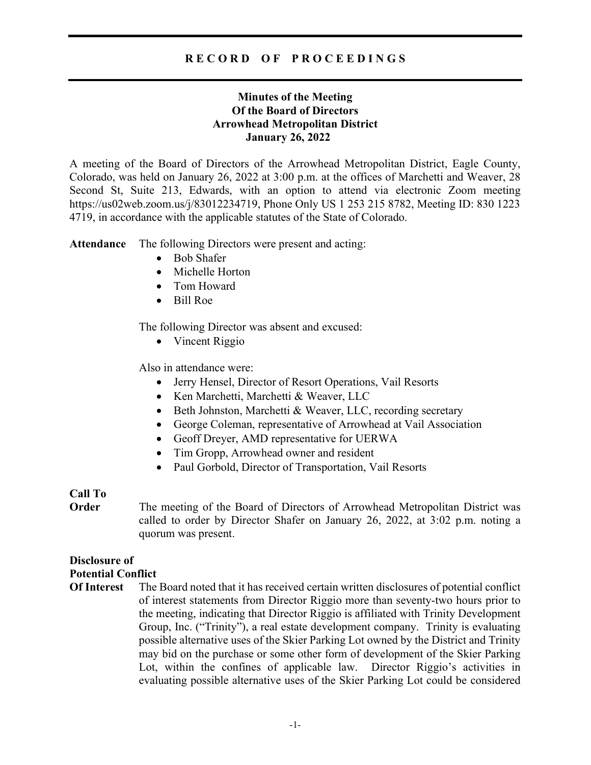# RECORD OF PROCEEDINGS

## Minutes of the Meeting
## Of the Board of Directors
## Arrowhead Metropolitan District
## January 26, 2022

A meeting of the Board of Directors of the Arrowhead Metropolitan District, Eagle County, Colorado, was held on January 26, 2022 at 3:00 p.m. at the offices of Marchetti and Weaver, 28 Second St, Suite 213, Edwards, with an option to attend via electronic Zoom meeting https://us02web.zoom.us/j/83012234719, Phone Only US 1 253 215 8782, Meeting ID: 830 1223 4719, in accordance with the applicable statutes of the State of Colorado.

**Attendance** The following Directors were present and acting:

- Bob Shafer
- Michelle Horton
- Tom Howard
- Bill Roe

The following Director was absent and excused:

- Vincent Riggio

Also in attendance were:

- Jerry Hensel, Director of Resort Operations, Vail Resorts
- Ken Marchetti, Marchetti & Weaver, LLC
- Beth Johnston, Marchetti & Weaver, LLC, recording secretary
- George Coleman, representative of Arrowhead at Vail Association
- Geoff Dreyer, AMD representative for UERWA
- Tim Gropp, Arrowhead owner and resident
- Paul Gorbold, Director of Transportation, Vail Resorts

**Call To Order** The meeting of the Board of Directors of Arrowhead Metropolitan District was called to order by Director Shafer on January 26, 2022, at 3:02 p.m. noting a quorum was present.

**Disclosure of Potential Conflict Of Interest** The Board noted that it has received certain written disclosures of potential conflict of interest statements from Director Riggio more than seventy-two hours prior to the meeting, indicating that Director Riggio is affiliated with Trinity Development Group, Inc. ("Trinity"), a real estate development company. Trinity is evaluating possible alternative uses of the Skier Parking Lot owned by the District and Trinity may bid on the purchase or some other form of development of the Skier Parking Lot, within the confines of applicable law. Director Riggio's activities in evaluating possible alternative uses of the Skier Parking Lot could be considered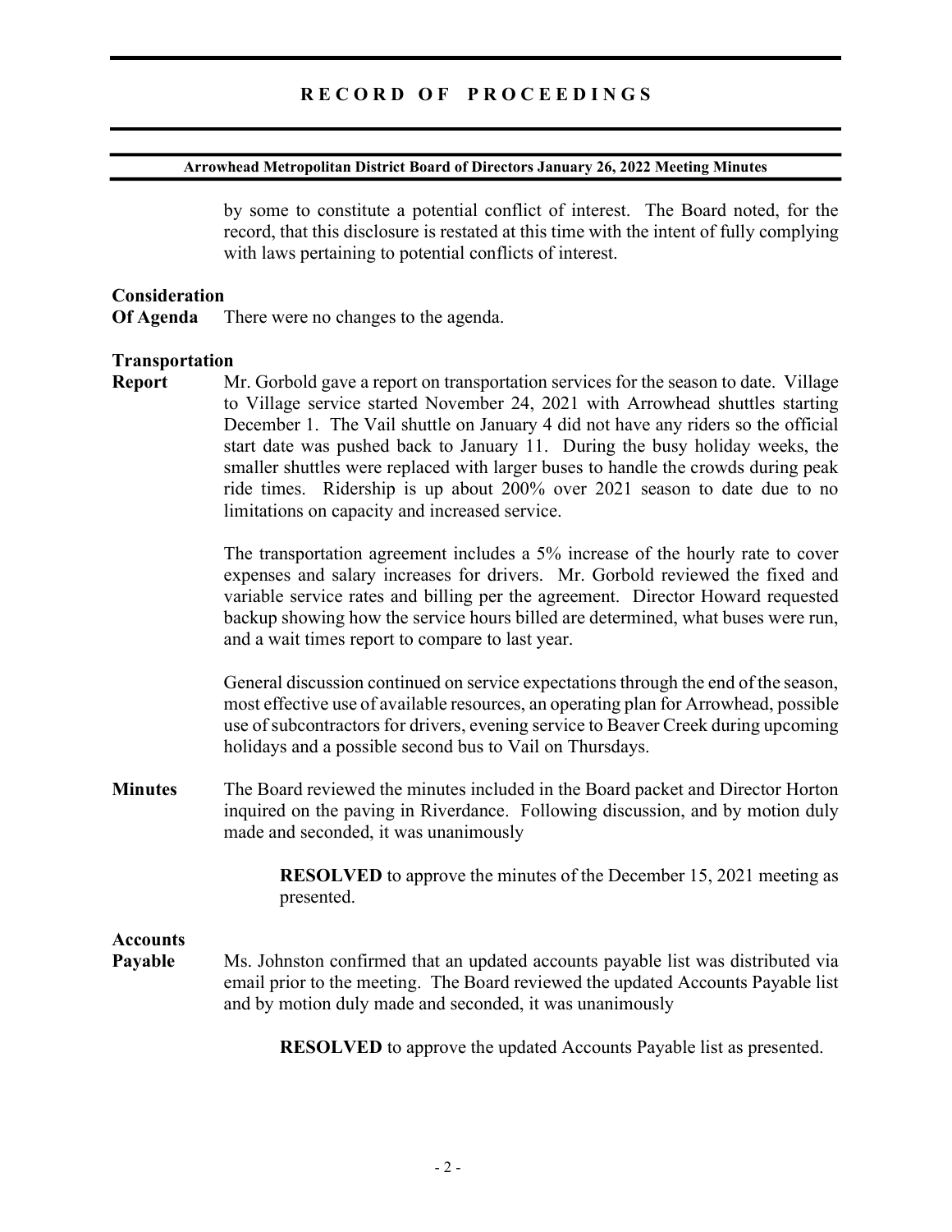by some to constitute a potential conflict of interest. The Board noted, for the record, that this disclosure is restated at this time with the intent of fully complying with laws pertaining to potential conflicts of interest.

**Consideration Of Agenda** There were no changes to the agenda.

**Transportation Report** Mr. Gorbold gave a report on transportation services for the season to date. Village to Village service started November 24, 2021 with Arrowhead shuttles starting December 1. The Vail shuttle on January 4 did not have any riders so the official start date was pushed back to January 11. During the busy holiday weeks, the smaller shuttles were replaced with larger buses to handle the crowds during peak ride times. Ridership is up about 200% over 2021 season to date due to no limitations on capacity and increased service.

The transportation agreement includes a 5% increase of the hourly rate to cover expenses and salary increases for drivers. Mr. Gorbold reviewed the fixed and variable service rates and billing per the agreement. Director Howard requested backup showing how the service hours billed are determined, what buses were run, and a wait times report to compare to last year.

General discussion continued on service expectations through the end of the season, most effective use of available resources, an operating plan for Arrowhead, possible use of subcontractors for drivers, evening service to Beaver Creek during upcoming holidays and a possible second bus to Vail on Thursdays.

**Minutes** The Board reviewed the minutes included in the Board packet and Director Horton inquired on the paving in Riverdance. Following discussion, and by motion duly made and seconded, it was unanimously

> **RESOLVED** to approve the minutes of the December 15, 2021 meeting as presented.

**Accounts Payable** Ms. Johnston confirmed that an updated accounts payable list was distributed via email prior to the meeting. The Board reviewed the updated Accounts Payable list and by motion duly made and seconded, it was unanimously

> **RESOLVED** to approve the updated Accounts Payable list as presented.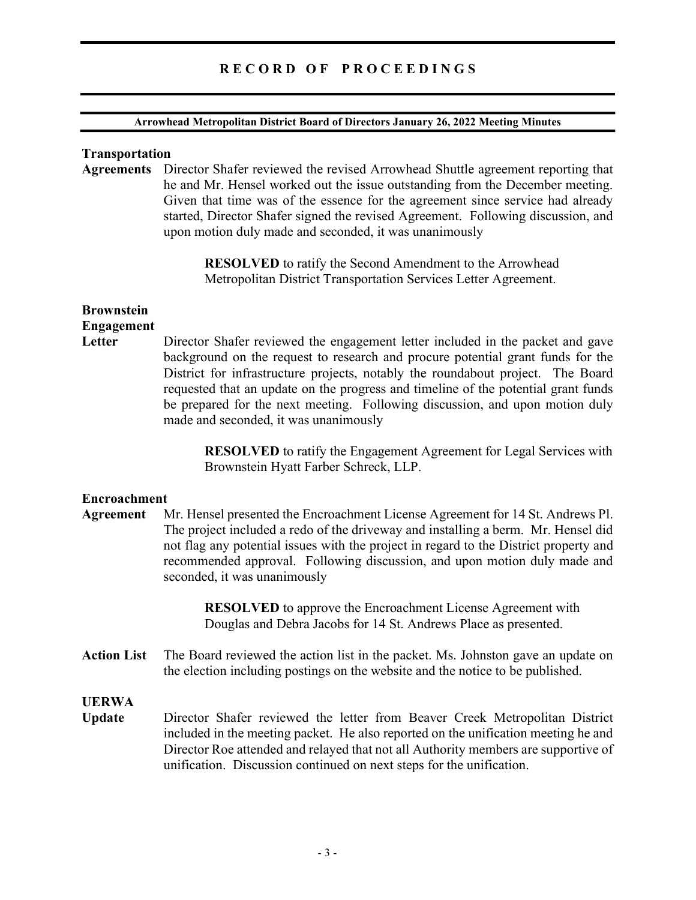**Transportation Agreements** Director Shafer reviewed the revised Arrowhead Shuttle agreement reporting that he and Mr. Hensel worked out the issue outstanding from the December meeting. Given that time was of the essence for the agreement since service had already started, Director Shafer signed the revised Agreement. Following discussion, and upon motion duly made and seconded, it was unanimously

> **RESOLVED** to ratify the Second Amendment to the Arrowhead Metropolitan District Transportation Services Letter Agreement.

**Brownstein Engagement Letter** Director Shafer reviewed the engagement letter included in the packet and gave background on the request to research and procure potential grant funds for the District for infrastructure projects, notably the roundabout project. The Board requested that an update on the progress and timeline of the potential grant funds be prepared for the next meeting. Following discussion, and upon motion duly made and seconded, it was unanimously

> **RESOLVED** to ratify the Engagement Agreement for Legal Services with Brownstein Hyatt Farber Schreck, LLP.

**Encroachment Agreement** Mr. Hensel presented the Encroachment License Agreement for 14 St. Andrews Pl. The project included a redo of the driveway and installing a berm. Mr. Hensel did not flag any potential issues with the project in regard to the District property and recommended approval. Following discussion, and upon motion duly made and seconded, it was unanimously

> **RESOLVED** to approve the Encroachment License Agreement with Douglas and Debra Jacobs for 14 St. Andrews Place as presented.

**Action List** The Board reviewed the action list in the packet. Ms. Johnston gave an update on the election including postings on the website and the notice to be published.

**UERWA Update** Director Shafer reviewed the letter from Beaver Creek Metropolitan District included in the meeting packet. He also reported on the unification meeting he and Director Roe attended and relayed that not all Authority members are supportive of unification. Discussion continued on next steps for the unification.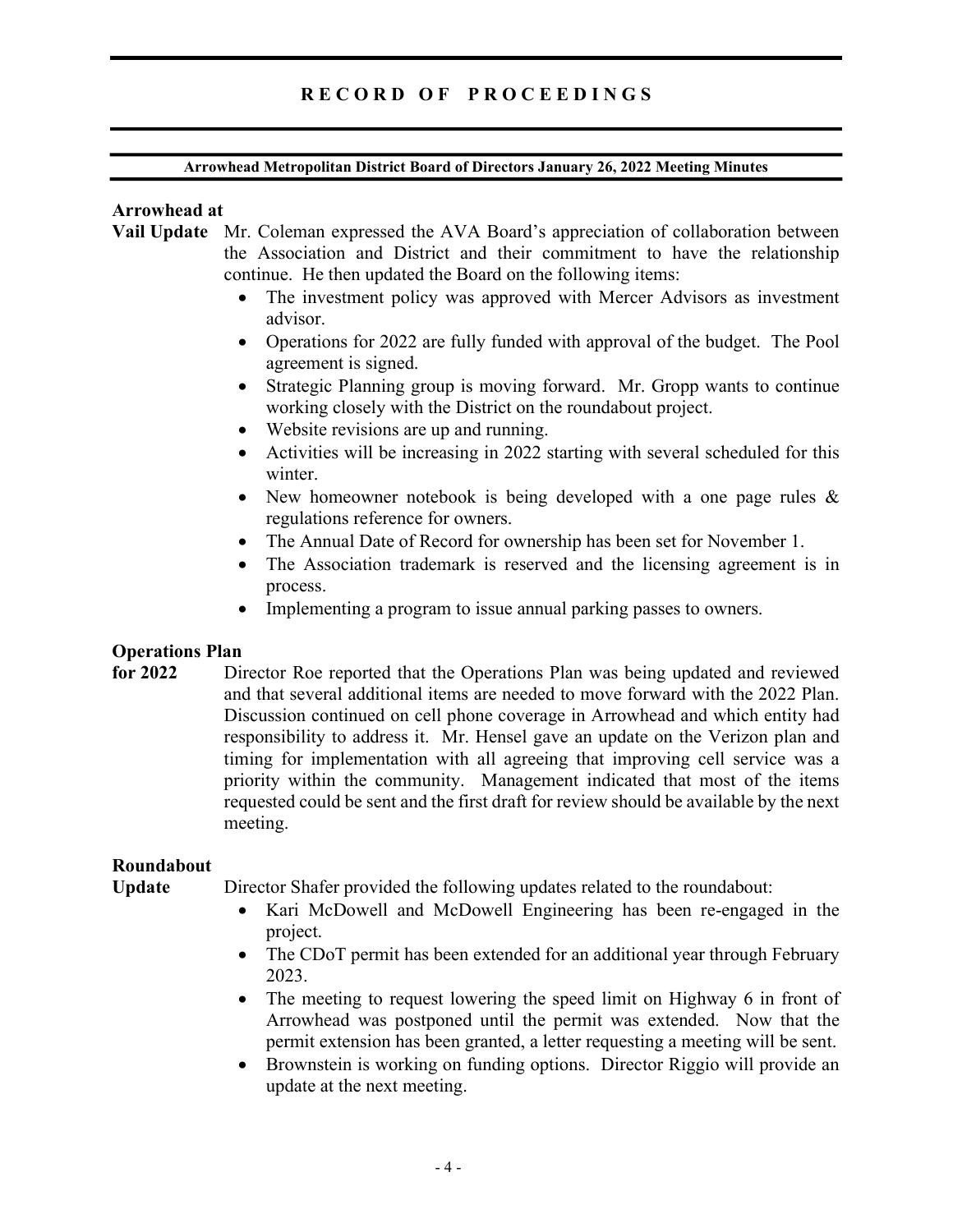**Arrowhead at Vail Update**

Mr. Coleman expressed the AVA Board's appreciation of collaboration between the Association and District and their commitment to have the relationship continue. He then updated the Board on the following items:

- The investment policy was approved with Mercer Advisors as investment advisor.
- Operations for 2022 are fully funded with approval of the budget. The Pool agreement is signed.
- Strategic Planning group is moving forward. Mr. Gropp wants to continue working closely with the District on the roundabout project.
- Website revisions are up and running.
- Activities will be increasing in 2022 starting with several scheduled for this winter.
- New homeowner notebook is being developed with a one page rules & regulations reference for owners.
- The Annual Date of Record for ownership has been set for November 1.
- The Association trademark is reserved and the licensing agreement is in process.
- Implementing a program to issue annual parking passes to owners.

**Operations Plan for 2022**

Director Roe reported that the Operations Plan was being updated and reviewed and that several additional items are needed to move forward with the 2022 Plan. Discussion continued on cell phone coverage in Arrowhead and which entity had responsibility to address it. Mr. Hensel gave an update on the Verizon plan and timing for implementation with all agreeing that improving cell service was a priority within the community. Management indicated that most of the items requested could be sent and the first draft for review should be available by the next meeting.

**Roundabout Update**

Director Shafer provided the following updates related to the roundabout:

- Kari McDowell and McDowell Engineering has been re-engaged in the project.
- The CDoT permit has been extended for an additional year through February 2023.
- The meeting to request lowering the speed limit on Highway 6 in front of Arrowhead was postponed until the permit was extended. Now that the permit extension has been granted, a letter requesting a meeting will be sent.
- Brownstein is working on funding options. Director Riggio will provide an update at the next meeting.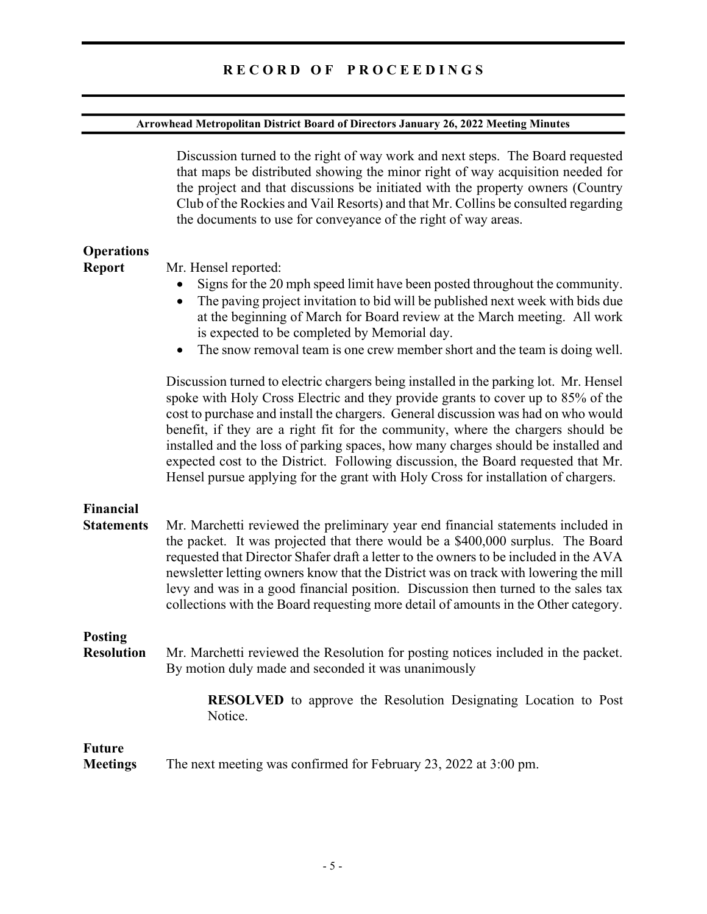Discussion turned to the right of way work and next steps. The Board requested that maps be distributed showing the minor right of way acquisition needed for the project and that discussions be initiated with the property owners (Country Club of the Rockies and Vail Resorts) and that Mr. Collins be consulted regarding the documents to use for conveyance of the right of way areas.

**Operations Report**

Mr. Hensel reported:

- Signs for the 20 mph speed limit have been posted throughout the community.
- The paving project invitation to bid will be published next week with bids due at the beginning of March for Board review at the March meeting. All work is expected to be completed by Memorial day.
- The snow removal team is one crew member short and the team is doing well.

Discussion turned to electric chargers being installed in the parking lot. Mr. Hensel spoke with Holy Cross Electric and they provide grants to cover up to 85% of the cost to purchase and install the chargers. General discussion was had on who would benefit, if they are a right fit for the community, where the chargers should be installed and the loss of parking spaces, how many charges should be installed and expected cost to the District. Following discussion, the Board requested that Mr. Hensel pursue applying for the grant with Holy Cross for installation of chargers.

**Financial Statements**

Mr. Marchetti reviewed the preliminary year end financial statements included in the packet. It was projected that there would be a $400,000 surplus. The Board requested that Director Shafer draft a letter to the owners to be included in the AVA newsletter letting owners know that the District was on track with lowering the mill levy and was in a good financial position. Discussion then turned to the sales tax collections with the Board requesting more detail of amounts in the Other category.

**Posting Resolution**

Mr. Marchetti reviewed the Resolution for posting notices included in the packet. By motion duly made and seconded it was unanimously

> **RESOLVED** to approve the Resolution Designating Location to Post Notice.

**Future Meetings**

The next meeting was confirmed for February 23, 2022 at 3:00 pm.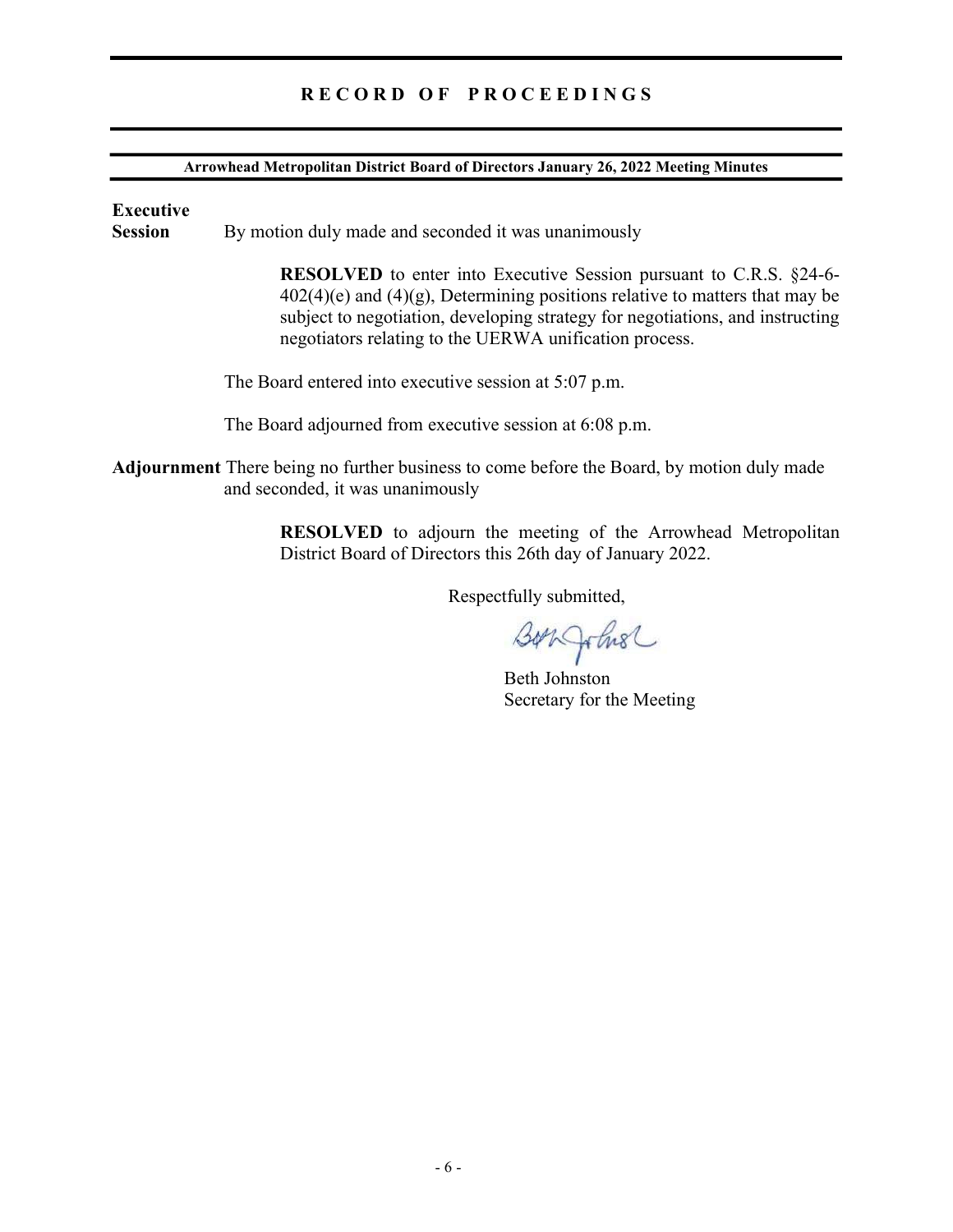**RECORD OF PROCEEDINGS**

**Arrowhead Metropolitan District Board of Directors January 26, 2022 Meeting Minutes**

**Executive Session** By motion duly made and seconded it was unanimously

> **RESOLVED** to enter into Executive Session pursuant to C.R.S. §24-6-402(4)(e) and (4)(g), Determining positions relative to matters that may be subject to negotiation, developing strategy for negotiations, and instructing negotiators relating to the UERWA unification process.

The Board entered into executive session at 5:07 p.m.

The Board adjourned from executive session at 6:08 p.m.

**Adjournment** There being no further business to come before the Board, by motion duly made and seconded, it was unanimously

> **RESOLVED** to adjourn the meeting of the Arrowhead Metropolitan District Board of Directors this 26th day of January 2022.

Respectfully submitted,

Beth Johnston
Secretary for the Meeting